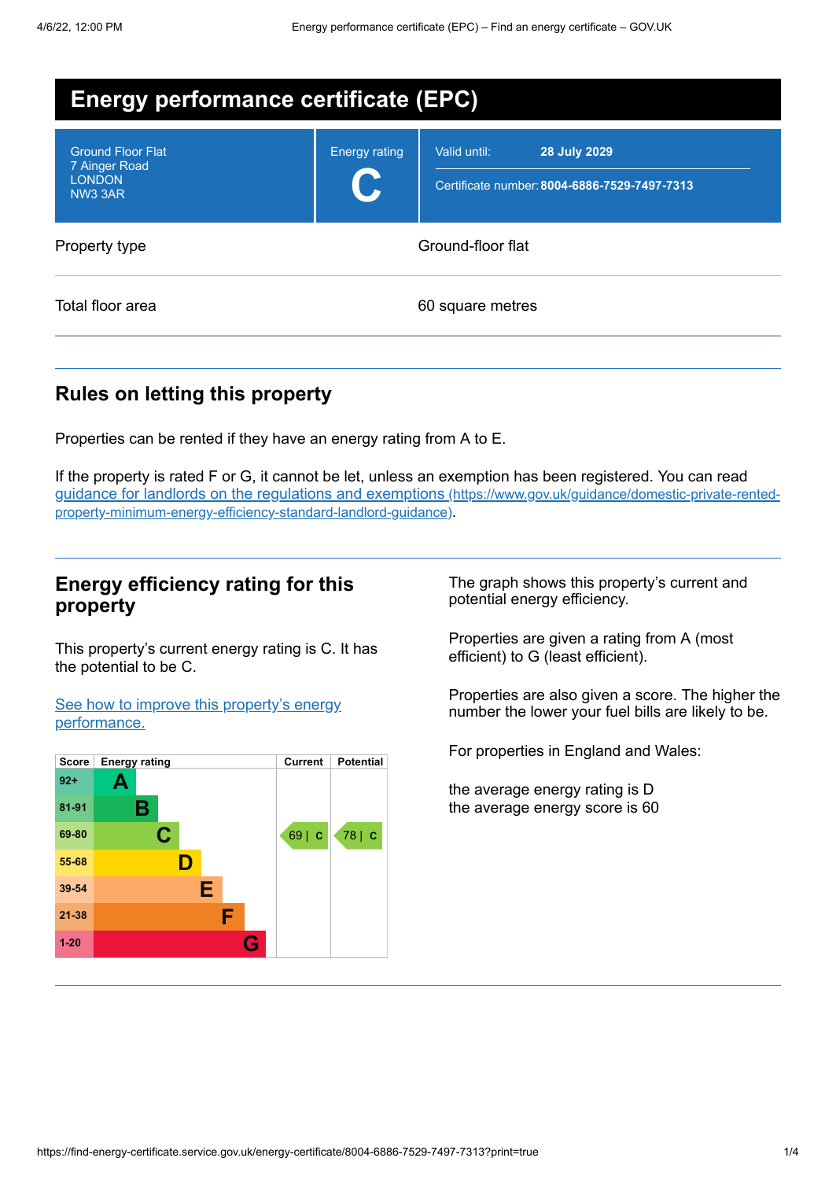# Energy performance certificate (EPC)

Ground Floor Flat
7 Ainger Road
LONDON
NW3 3AR

Energy rating

**C**

Valid until: **28 July 2029**

Certificate number: **8004-6886-7529-7497-7313**

| | |
|---|---|
| Property type | Ground-floor flat |
| Total floor area | 60 square metres |

## Rules on letting this property

Properties can be rented if they have an energy rating from A to E.

If the property is rated F or G, it cannot be let, unless an exemption has been registered. You can read [guidance for landlords on the regulations and exemptions (https://www.gov.uk/guidance/domestic-private-rented-property-minimum-energy-efficiency-standard-landlord-guidance)](https://www.gov.uk/guidance/domestic-private-rented-property-minimum-energy-efficiency-standard-landlord-guidance).

## Energy efficiency rating for this property

This property's current energy rating is C. It has the potential to be C.

[See how to improve this property's energy performance.]()

| Score | Energy rating | Current | Potential |
|---|---|---|---|
| 92+ | A | | |
| 81-91 | B | | |
| 69-80 | C | 69 \| C | 78 \| C |
| 55-68 | D | | |
| 39-54 | E | | |
| 21-38 | F | | |
| 1-20 | G | | |

The graph shows this property's current and potential energy efficiency.

Properties are given a rating from A (most efficient) to G (least efficient).

Properties are also given a score. The higher the number the lower your fuel bills are likely to be.

For properties in England and Wales:

the average energy rating is D
the average energy score is 60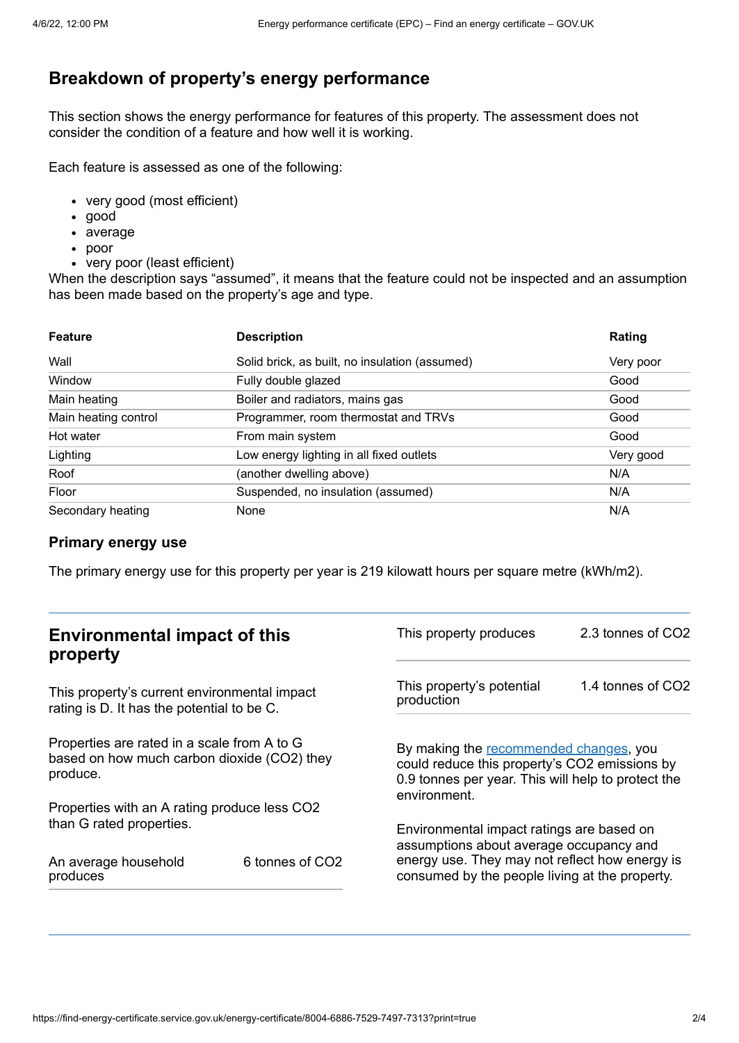## Breakdown of property's energy performance

This section shows the energy performance for features of this property. The assessment does not consider the condition of a feature and how well it is working.

Each feature is assessed as one of the following:

- very good (most efficient)
- good
- average
- poor
- very poor (least efficient)

When the description says "assumed", it means that the feature could not be inspected and an assumption has been made based on the property's age and type.

| Feature | Description | Rating |
|---|---|---|
| Wall | Solid brick, as built, no insulation (assumed) | Very poor |
| Window | Fully double glazed | Good |
| Main heating | Boiler and radiators, mains gas | Good |
| Main heating control | Programmer, room thermostat and TRVs | Good |
| Hot water | From main system | Good |
| Lighting | Low energy lighting in all fixed outlets | Very good |
| Roof | (another dwelling above) | N/A |
| Floor | Suspended, no insulation (assumed) | N/A |
| Secondary heating | None | N/A |

### Primary energy use

The primary energy use for this property per year is 219 kilowatt hours per square metre (kWh/m2).

## Environmental impact of this property

This property's current environmental impact rating is D. It has the potential to be C.

Properties are rated in a scale from A to G based on how much carbon dioxide ($CO_2$) they produce.

Properties with an A rating produce less $CO_2$ than G rated properties.

| | |
|---|---|
| An average household produces | 6 tonnes of $CO_2$ |

| | |
|---|---|
| This property produces | 2.3 tonnes of $CO_2$ |
| This property's potential production | 1.4 tonnes of $CO_2$ |

By making the recommended changes, you could reduce this property's $CO_2$ emissions by 0.9 tonnes per year. This will help to protect the environment.

Environmental impact ratings are based on assumptions about average occupancy and energy use. They may not reflect how energy is consumed by the people living at the property.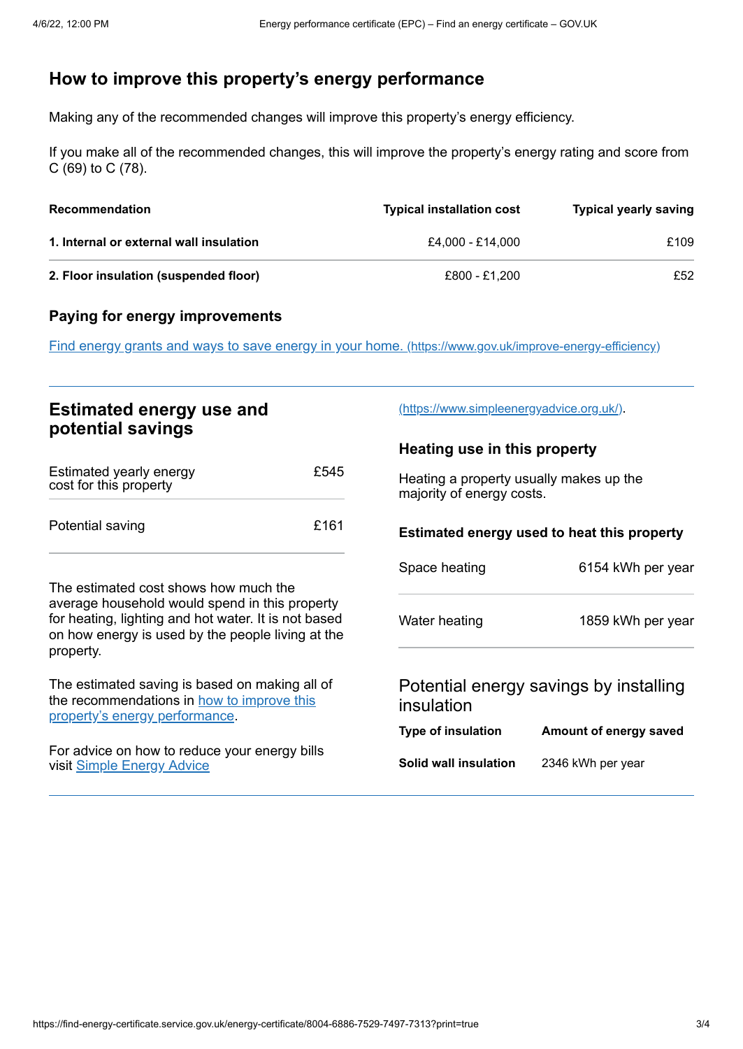## How to improve this property's energy performance

Making any of the recommended changes will improve this property's energy efficiency.

If you make all of the recommended changes, this will improve the property's energy rating and score from C (69) to C (78).

| Recommendation | Typical installation cost | Typical yearly saving |
| --- | --- | --- |
| **1. Internal or external wall insulation** | £4,000 - £14,000 | £109 |
| **2. Floor insulation (suspended floor)** | £800 - £1,200 | £52 |

### Paying for energy improvements

[Find energy grants and ways to save energy in your home.](https://www.gov.uk/improve-energy-efficiency) (https://www.gov.uk/improve-energy-efficiency)

## Estimated energy use and potential savings

| | |
| --- | --- |
| Estimated yearly energy cost for this property | £545 |
| Potential saving | £161 |

The estimated cost shows how much the average household would spend in this property for heating, lighting and hot water. It is not based on how energy is used by the people living at the property.

The estimated saving is based on making all of the recommendations in [how to improve this property's energy performance](#).

For advice on how to reduce your energy bills visit [Simple Energy Advice](https://www.simpleenergyadvice.org.uk/) (https://www.simpleenergyadvice.org.uk/).

### Heating use in this property

Heating a property usually makes up the majority of energy costs.

#### Estimated energy used to heat this property

| | |
| --- | --- |
| Space heating | 6154 kWh per year |
| Water heating | 1859 kWh per year |

### Potential energy savings by installing insulation

| Type of insulation | Amount of energy saved |
| --- | --- |
| **Solid wall insulation** | 2346 kWh per year |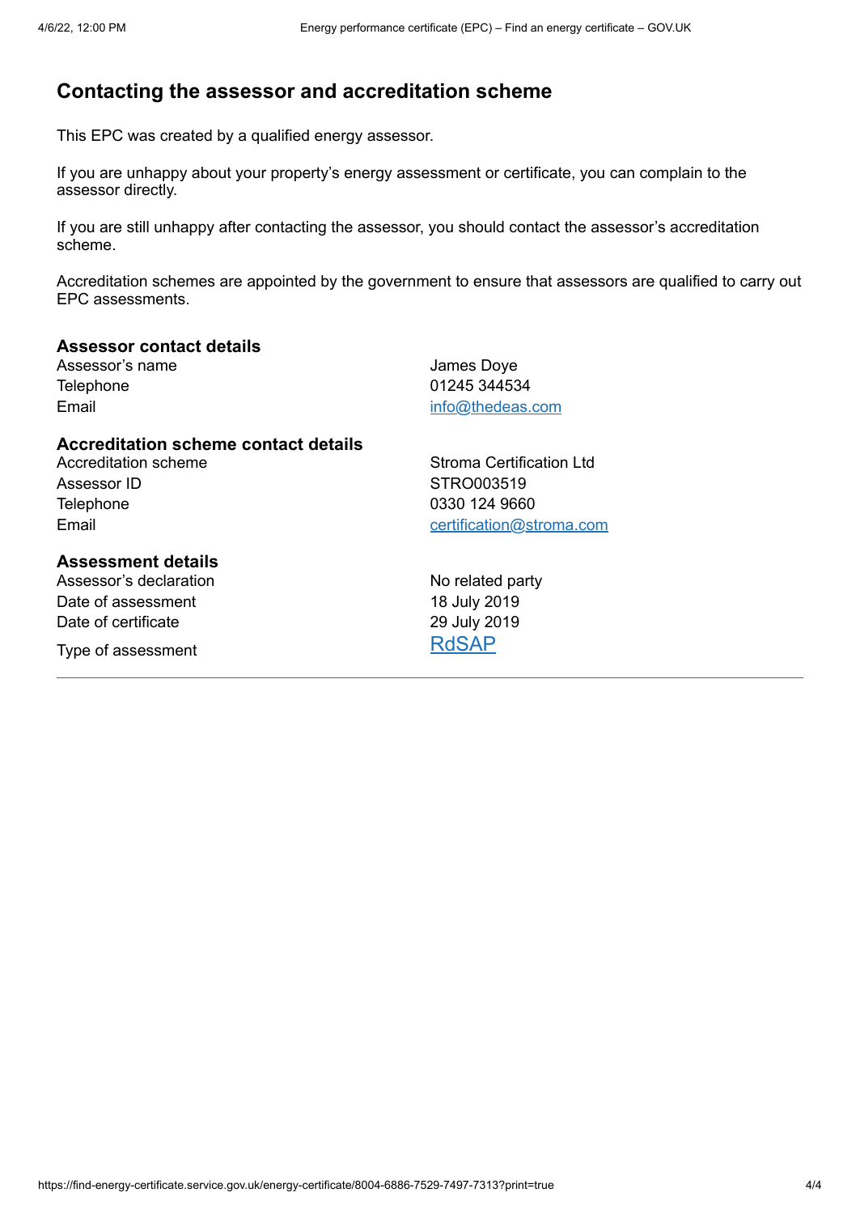## Contacting the assessor and accreditation scheme

This EPC was created by a qualified energy assessor.

If you are unhappy about your property's energy assessment or certificate, you can complain to the assessor directly.

If you are still unhappy after contacting the assessor, you should contact the assessor's accreditation scheme.

Accreditation schemes are appointed by the government to ensure that assessors are qualified to carry out EPC assessments.

### Assessor contact details

| | |
|---|---|
| Assessor's name | James Doye |
| Telephone | 01245 344534 |
| Email | info@thedeas.com |

### Accreditation scheme contact details

| | |
|---|---|
| Accreditation scheme | Stroma Certification Ltd |
| Assessor ID | STRO003519 |
| Telephone | 0330 124 9660 |
| Email | certification@stroma.com |

### Assessment details

| | |
|---|---|
| Assessor's declaration | No related party |
| Date of assessment | 18 July 2019 |
| Date of certificate | 29 July 2019 |
| Type of assessment | RdSAP |